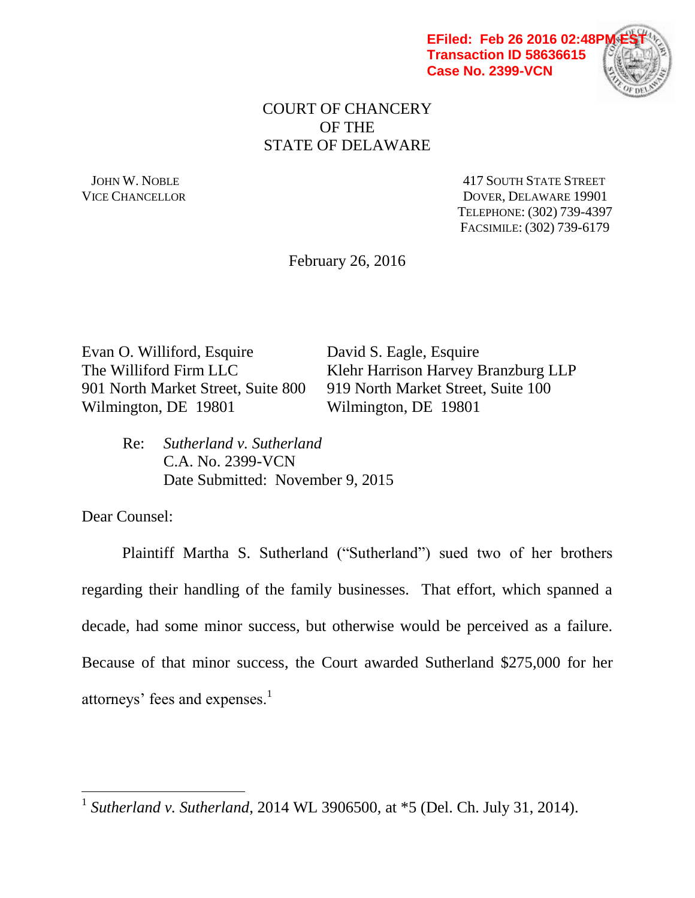EFiled: Feb 26 2016 02:48PM EST
Transaction ID 58636615
Case No. 2399-VCN

COURT OF CHANCERY
OF THE
STATE OF DELAWARE

JOHN W. NOBLE
VICE CHANCELLOR

417 SOUTH STATE STREET
DOVER, DELAWARE 19901
TELEPHONE: (302) 739-4397
FACSIMILE: (302) 739-6179

February 26, 2016

Evan O. Williford, Esquire
The Williford Firm LLC
901 North Market Street, Suite 800
Wilmington, DE 19801

David S. Eagle, Esquire
Klehr Harrison Harvey Branzburg LLP
919 North Market Street, Suite 100
Wilmington, DE 19801

Re: *Sutherland v. Sutherland*
C.A. No. 2399-VCN
Date Submitted: November 9, 2015

Dear Counsel:

Plaintiff Martha S. Sutherland ("Sutherland") sued two of her brothers regarding their handling of the family businesses. That effort, which spanned a decade, had some minor success, but otherwise would be perceived as a failure. Because of that minor success, the Court awarded Sutherland $275,000 for her attorneys' fees and expenses.[1]

[1] *Sutherland v. Sutherland*, 2014 WL 3906500, at *5 (Del. Ch. July 31, 2014).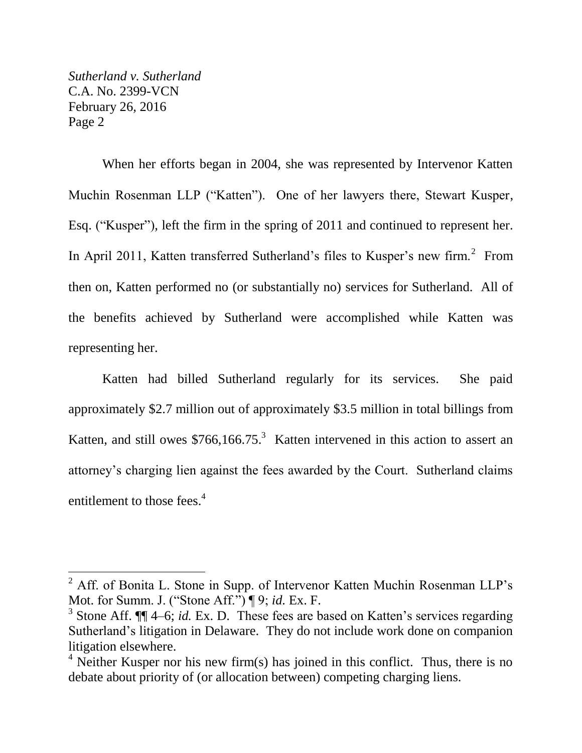When her efforts began in 2004, she was represented by Intervenor Katten Muchin Rosenman LLP ("Katten"). One of her lawyers there, Stewart Kusper, Esq. ("Kusper"), left the firm in the spring of 2011 and continued to represent her. In April 2011, Katten transferred Sutherland's files to Kusper's new firm.[2] From then on, Katten performed no (or substantially no) services for Sutherland. All of the benefits achieved by Sutherland were accomplished while Katten was representing her.

Katten had billed Sutherland regularly for its services. She paid approximately \$2.7 million out of approximately \$3.5 million in total billings from Katten, and still owes \$766,166.75.[3] Katten intervened in this action to assert an attorney's charging lien against the fees awarded by the Court. Sutherland claims entitlement to those fees.[4]

---

[2] Aff. of Bonita L. Stone in Supp. of Intervenor Katten Muchin Rosenman LLP's Mot. for Summ. J. ("Stone Aff.") ¶ 9; *id.* Ex. F.

[3] Stone Aff. ¶¶ 4–6; *id.* Ex. D. These fees are based on Katten's services regarding Sutherland's litigation in Delaware. They do not include work done on companion litigation elsewhere.

[4] Neither Kusper nor his new firm(s) has joined in this conflict. Thus, there is no debate about priority of (or allocation between) competing charging liens.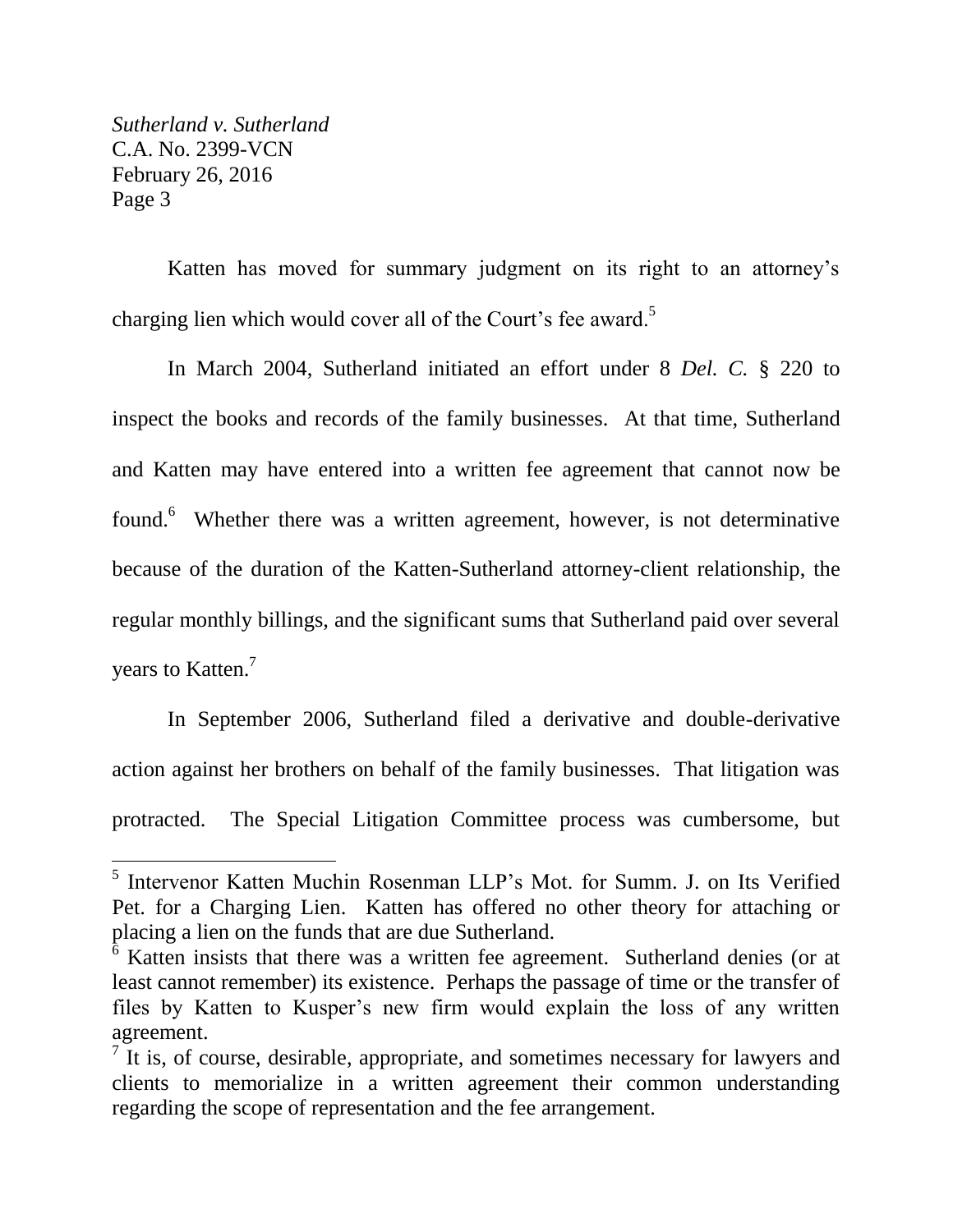Katten has moved for summary judgment on its right to an attorney's charging lien which would cover all of the Court's fee award.[5]

In March 2004, Sutherland initiated an effort under 8 *Del. C.* § 220 to inspect the books and records of the family businesses. At that time, Sutherland and Katten may have entered into a written fee agreement that cannot now be found.[6] Whether there was a written agreement, however, is not determinative because of the duration of the Katten-Sutherland attorney-client relationship, the regular monthly billings, and the significant sums that Sutherland paid over several years to Katten.[7]

In September 2006, Sutherland filed a derivative and double-derivative action against her brothers on behalf of the family businesses. That litigation was protracted. The Special Litigation Committee process was cumbersome, but

---

[5] Intervenor Katten Muchin Rosenman LLP's Mot. for Summ. J. on Its Verified Pet. for a Charging Lien. Katten has offered no other theory for attaching or placing a lien on the funds that are due Sutherland.

[6] Katten insists that there was a written fee agreement. Sutherland denies (or at least cannot remember) its existence. Perhaps the passage of time or the transfer of files by Katten to Kusper's new firm would explain the loss of any written agreement.

[7] It is, of course, desirable, appropriate, and sometimes necessary for lawyers and clients to memorialize in a written agreement their common understanding regarding the scope of representation and the fee arrangement.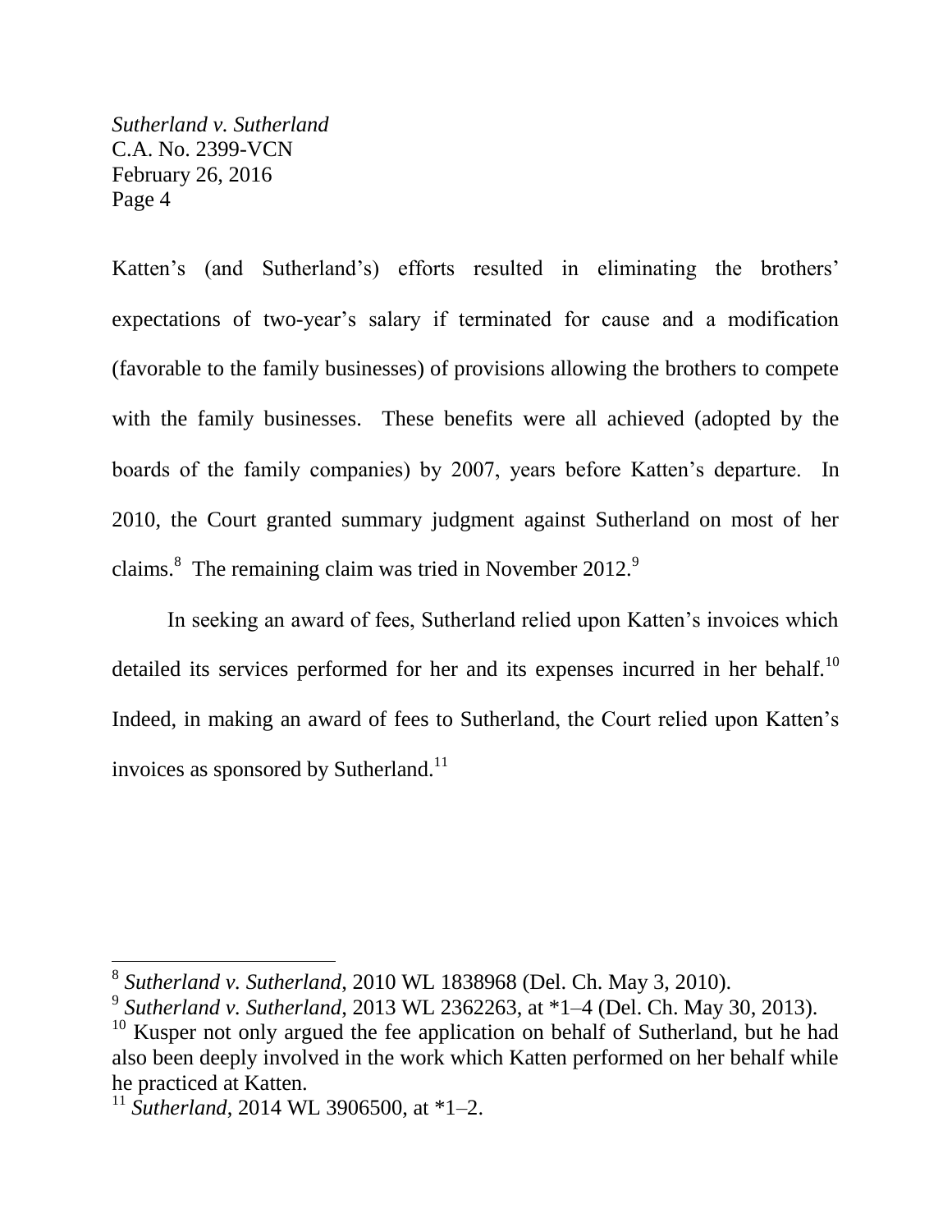Katten's (and Sutherland's) efforts resulted in eliminating the brothers' expectations of two-year's salary if terminated for cause and a modification (favorable to the family businesses) of provisions allowing the brothers to compete with the family businesses. These benefits were all achieved (adopted by the boards of the family companies) by 2007, years before Katten's departure. In 2010, the Court granted summary judgment against Sutherland on most of her claims.[8] The remaining claim was tried in November 2012.[9]

In seeking an award of fees, Sutherland relied upon Katten's invoices which detailed its services performed for her and its expenses incurred in her behalf.[10] Indeed, in making an award of fees to Sutherland, the Court relied upon Katten's invoices as sponsored by Sutherland.[11]

---

[8] *Sutherland v. Sutherland*, 2010 WL 1838968 (Del. Ch. May 3, 2010).

[9] *Sutherland v. Sutherland*, 2013 WL 2362263, at *1–4 (Del. Ch. May 30, 2013).

[10] Kusper not only argued the fee application on behalf of Sutherland, but he had also been deeply involved in the work which Katten performed on her behalf while he practiced at Katten.

[11] *Sutherland*, 2014 WL 3906500, at *1–2.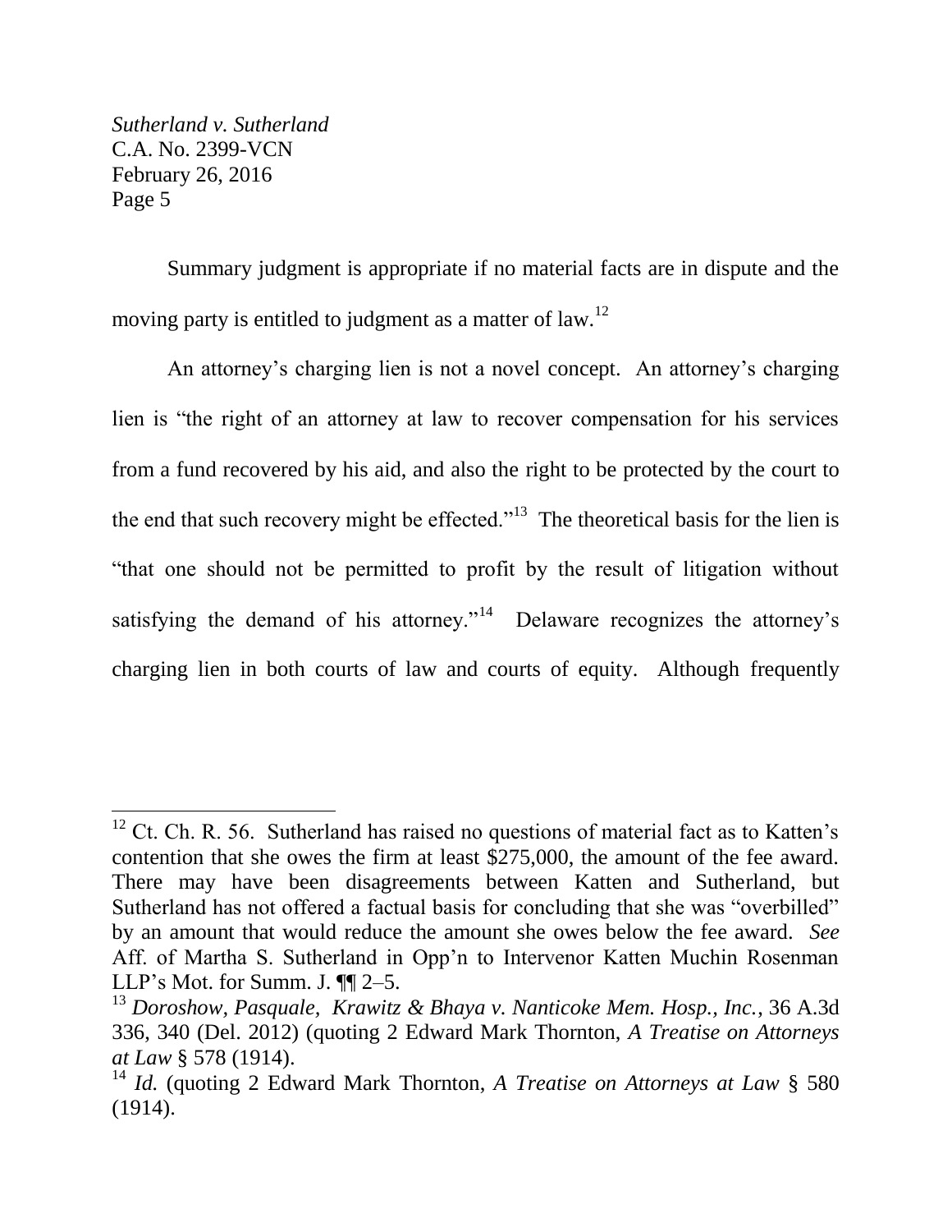Summary judgment is appropriate if no material facts are in dispute and the moving party is entitled to judgment as a matter of law.[12]

An attorney's charging lien is not a novel concept. An attorney's charging lien is "the right of an attorney at law to recover compensation for his services from a fund recovered by his aid, and also the right to be protected by the court to the end that such recovery might be effected."[13] The theoretical basis for the lien is "that one should not be permitted to profit by the result of litigation without satisfying the demand of his attorney."[14] Delaware recognizes the attorney's charging lien in both courts of law and courts of equity. Although frequently

---

[12] Ct. Ch. R. 56. Sutherland has raised no questions of material fact as to Katten's contention that she owes the firm at least $275,000, the amount of the fee award. There may have been disagreements between Katten and Sutherland, but Sutherland has not offered a factual basis for concluding that she was "overbilled" by an amount that would reduce the amount she owes below the fee award. *See* Aff. of Martha S. Sutherland in Opp'n to Intervenor Katten Muchin Rosenman LLP's Mot. for Summ. J. ¶¶ 2–5.

[13] *Doroshow, Pasquale, Krawitz & Bhaya v. Nanticoke Mem. Hosp., Inc.*, 36 A.3d 336, 340 (Del. 2012) (quoting 2 Edward Mark Thornton, *A Treatise on Attorneys at Law* § 578 (1914).

[14] *Id.* (quoting 2 Edward Mark Thornton, *A Treatise on Attorneys at Law* § 580 (1914).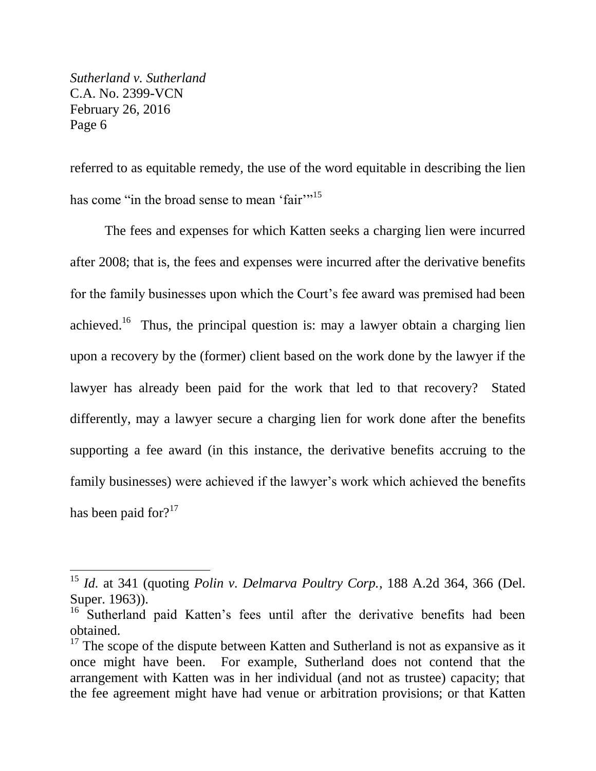referred to as equitable remedy, the use of the word equitable in describing the lien has come "in the broad sense to mean 'fair'"[15]

The fees and expenses for which Katten seeks a charging lien were incurred after 2008; that is, the fees and expenses were incurred after the derivative benefits for the family businesses upon which the Court's fee award was premised had been achieved.[16] Thus, the principal question is: may a lawyer obtain a charging lien upon a recovery by the (former) client based on the work done by the lawyer if the lawyer has already been paid for the work that led to that recovery? Stated differently, may a lawyer secure a charging lien for work done after the benefits supporting a fee award (in this instance, the derivative benefits accruing to the family businesses) were achieved if the lawyer's work which achieved the benefits has been paid for?[17]

---

[15] *Id.* at 341 (quoting *Polin v. Delmarva Poultry Corp.*, 188 A.2d 364, 366 (Del. Super. 1963)).

[16] Sutherland paid Katten's fees until after the derivative benefits had been obtained.

[17] The scope of the dispute between Katten and Sutherland is not as expansive as it once might have been. For example, Sutherland does not contend that the arrangement with Katten was in her individual (and not as trustee) capacity; that the fee agreement might have had venue or arbitration provisions; or that Katten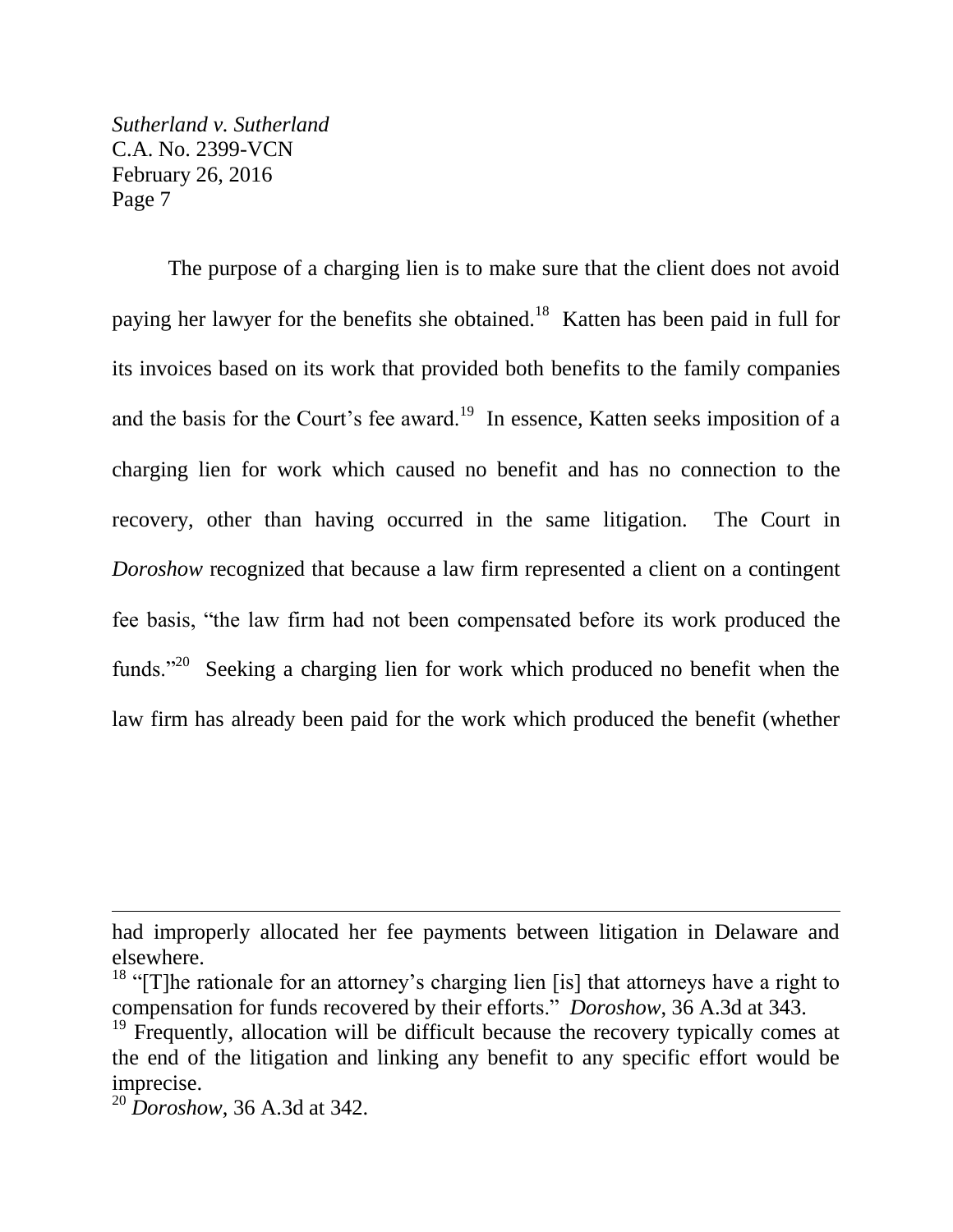The purpose of a charging lien is to make sure that the client does not avoid paying her lawyer for the benefits she obtained.[18] Katten has been paid in full for its invoices based on its work that provided both benefits to the family companies and the basis for the Court's fee award.[19] In essence, Katten seeks imposition of a charging lien for work which caused no benefit and has no connection to the recovery, other than having occurred in the same litigation. The Court in *Doroshow* recognized that because a law firm represented a client on a contingent fee basis, "the law firm had not been compensated before its work produced the funds."[20] Seeking a charging lien for work which produced no benefit when the law firm has already been paid for the work which produced the benefit (whether

---

had improperly allocated her fee payments between litigation in Delaware and elsewhere.

[18] "[T]he rationale for an attorney's charging lien [is] that attorneys have a right to compensation for funds recovered by their efforts." *Doroshow*, 36 A.3d at 343.

[19] Frequently, allocation will be difficult because the recovery typically comes at the end of the litigation and linking any benefit to any specific effort would be imprecise.

[20] *Doroshow*, 36 A.3d at 342.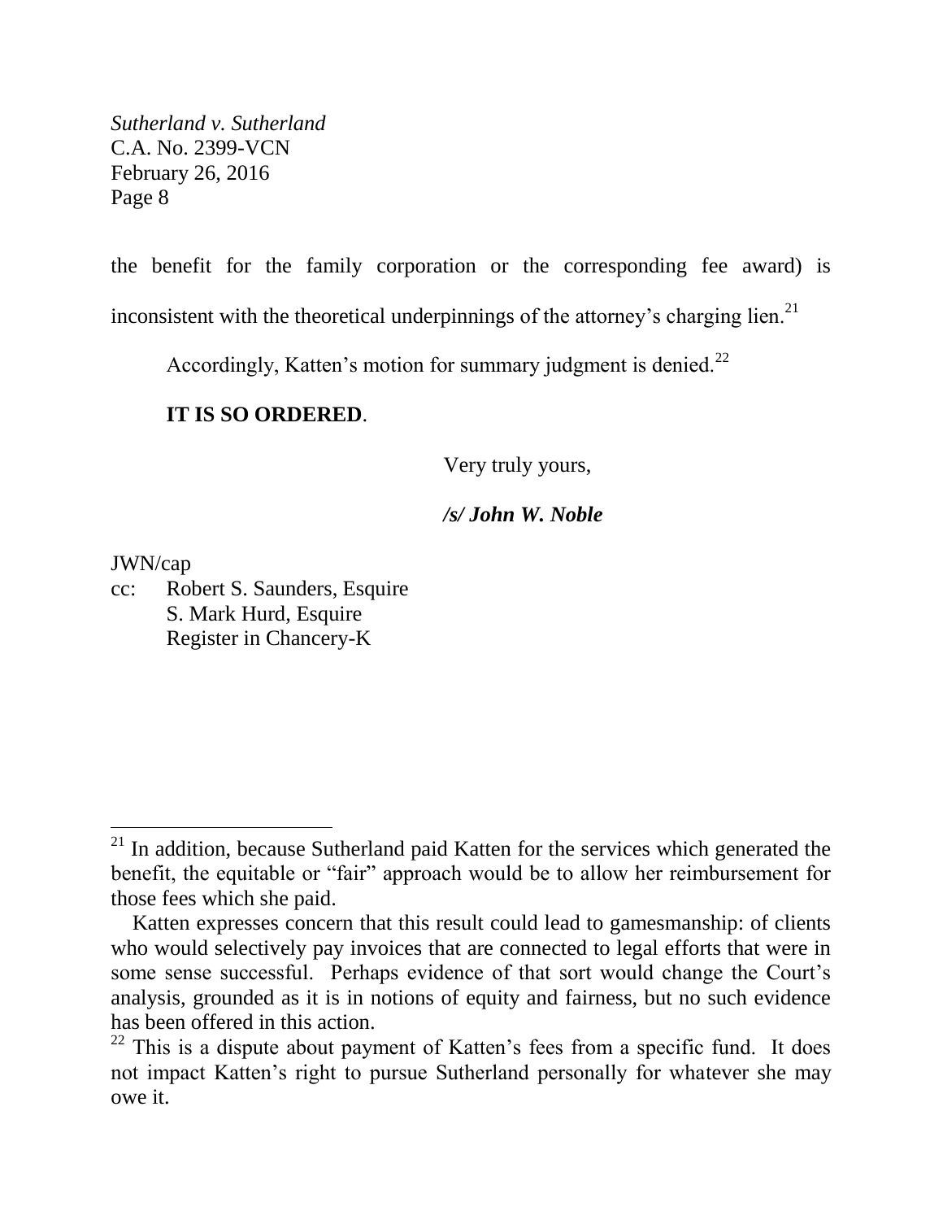the benefit for the family corporation or the corresponding fee award) is inconsistent with the theoretical underpinnings of the attorney's charging lien.[21]

Accordingly, Katten's motion for summary judgment is denied.[22]

**IT IS SO ORDERED**.

Very truly yours,

***/s/ John W. Noble***

JWN/cap

cc: Robert S. Saunders, Esquire
S. Mark Hurd, Esquire
Register in Chancery-K

---

[21] In addition, because Sutherland paid Katten for the services which generated the benefit, the equitable or "fair" approach would be to allow her reimbursement for those fees which she paid.

Katten expresses concern that this result could lead to gamesmanship: of clients who would selectively pay invoices that are connected to legal efforts that were in some sense successful. Perhaps evidence of that sort would change the Court's analysis, grounded as it is in notions of equity and fairness, but no such evidence has been offered in this action.

[22] This is a dispute about payment of Katten's fees from a specific fund. It does not impact Katten's right to pursue Sutherland personally for whatever she may owe it.